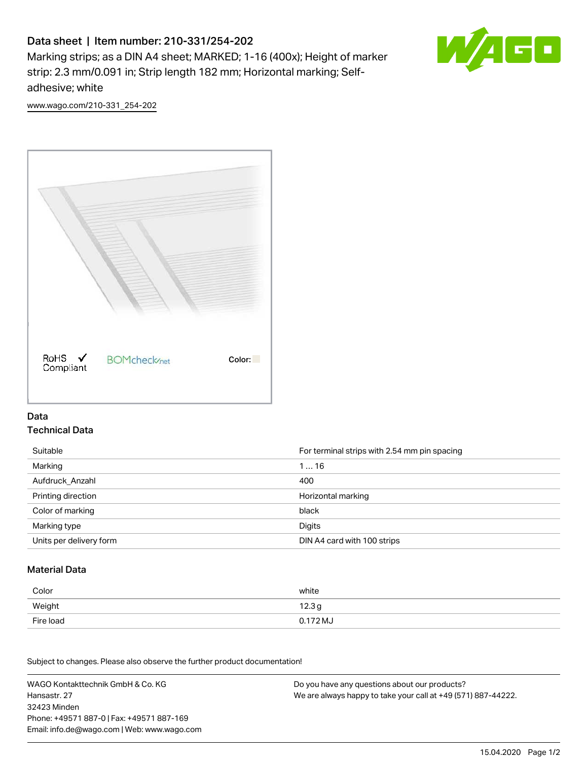# Data sheet | Item number: 210-331/254-202

Marking strips; as a DIN A4 sheet; MARKED; 1-16 (400x); Height of marker strip: 2.3 mm/0.091 in; Strip length 182 mm; Horizontal marking; Self-adhesive; white

www.wago.com/210-331_254-202

RoHS Compliant BOMcheck.net Color:

## Data

### Technical Data

| | |
|---|---|
| Suitable | For terminal strips with 2.54 mm pin spacing |
| Marking | 1 … 16 |
| Aufdruck_Anzahl | 400 |
| Printing direction | Horizontal marking |
| Color of marking | black |
| Marking type | Digits |
| Units per delivery form | DIN A4 card with 100 strips |

### Material Data

| | |
|---|---|
| Color | white |
| Weight | 12.3 g |
| Fire load | 0.172 MJ |

Subject to changes. Please also observe the further product documentation!

WAGO Kontakttechnik GmbH & Co. KG
Hansastr. 27
32423 Minden
Phone: +49571 887-0 | Fax: +49571 887-169
Email: info.de@wago.com | Web: www.wago.com

Do you have any questions about our products?
We are always happy to take your call at +49 (571) 887-44222.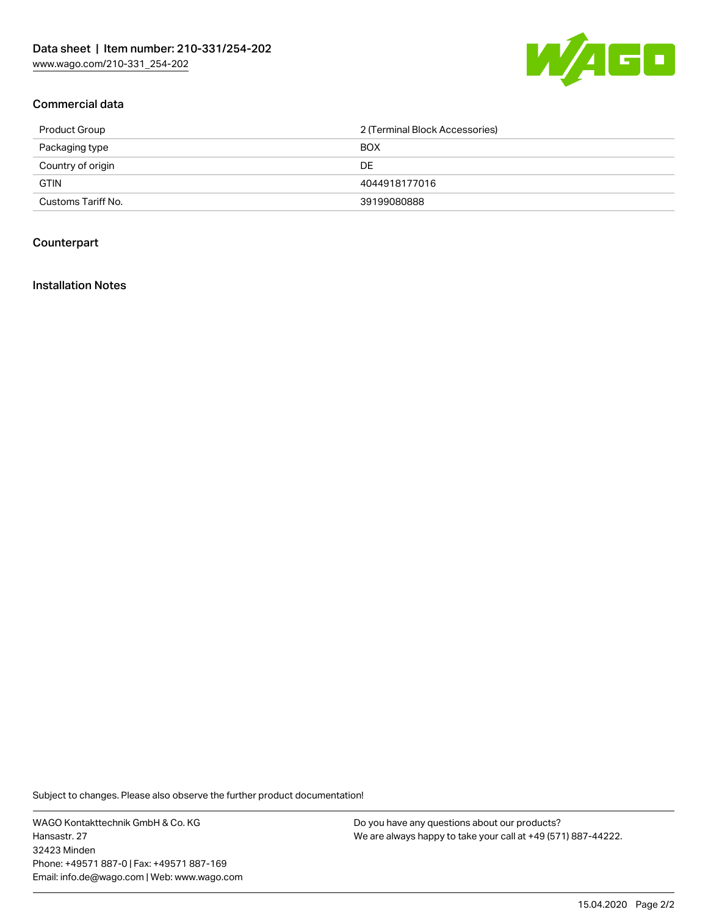## Commercial data

| | |
|---|---|
| Product Group | 2 (Terminal Block Accessories) |
| Packaging type | BOX |
| Country of origin | DE |
| GTIN | 4044918177016 |
| Customs Tariff No. | 39199080888 |

## Counterpart

## Installation Notes

Subject to changes. Please also observe the further product documentation!

WAGO Kontakttechnik GmbH & Co. KG
Hansastr. 27
32423 Minden
Phone: +49571 887-0 | Fax: +49571 887-169
Email: info.de@wago.com | Web: www.wago.com

Do you have any questions about our products?
We are always happy to take your call at +49 (571) 887-44222.